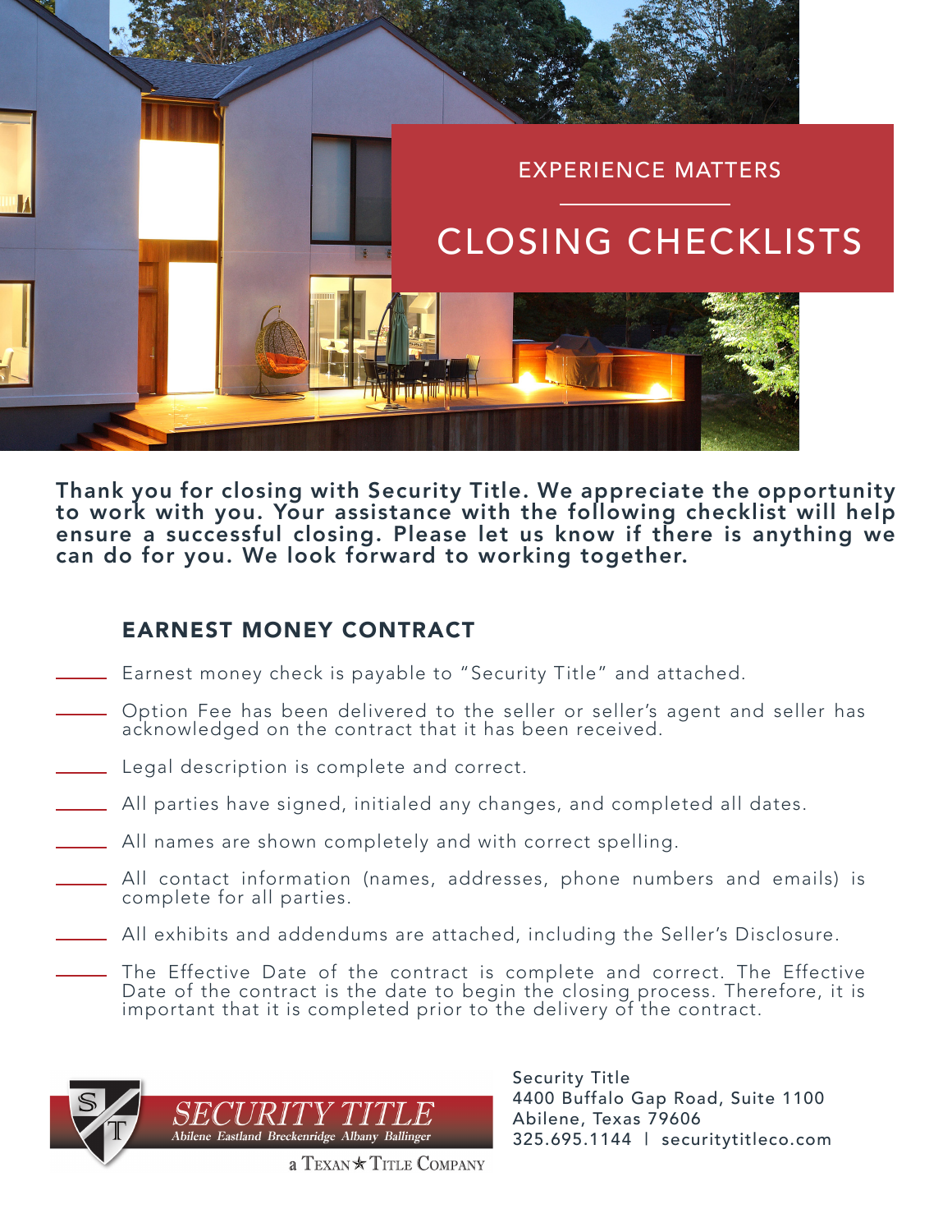EXPERIENCE MATTERS

# CLOSING CHECKLISTS

**Thank you for closing with Security Title. We appreciate the opportunity to work with you. Your assistance with the following checklist will help ensure a successful closing. Please let us know if there is anything we can do for you. We look forward to working together.**

## EARNEST MONEY CONTRACT

- \_\_\_\_\_ Earnest money check is payable to "Security Title" and attached.
- \_\_\_\_\_ Option Fee has been delivered to the seller or seller's agent and seller has acknowledged on the contract that it has been received.
- \_\_\_\_\_ Legal description is complete and correct.
- \_\_\_\_\_ All parties have signed, initialed any changes, and completed all dates.
- \_\_\_\_\_ All names are shown completely and with correct spelling.
- \_\_\_\_\_ All contact information (names, addresses, phone numbers and emails) is complete for all parties.
- \_\_\_\_\_ All exhibits and addendums are attached, including the Seller's Disclosure.
- \_\_\_\_\_ The Effective Date of the contract is complete and correct. The Effective Date of the contract is the date to begin the closing process. Therefore, it is important that it is completed prior to the delivery of the contract.

SECURITY TITLE
Abilene Eastland Breckenridge Albany Ballinger
a TEXAN ★ TITLE COMPANY

Security Title
4400 Buffalo Gap Road, Suite 1100
Abilene, Texas 79606
325.695.1144 | securitytitleco.com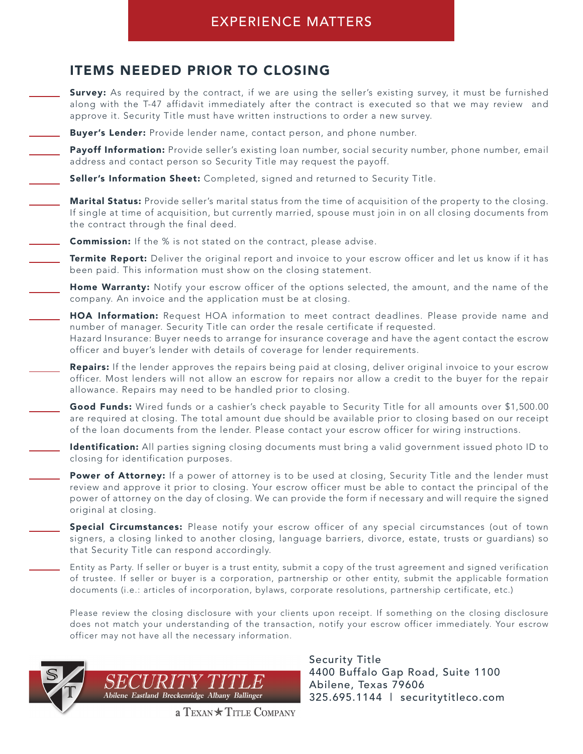EXPERIENCE MATTERS

## ITEMS NEEDED PRIOR TO CLOSING

- ______ **Survey:** As required by the contract, if we are using the seller's existing survey, it must be furnished along with the T-47 affidavit immediately after the contract is executed so that we may review and approve it. Security Title must have written instructions to order a new survey.
- ______ **Buyer's Lender:** Provide lender name, contact person, and phone number.
- ______ **Payoff Information:** Provide seller's existing loan number, social security number, phone number, email address and contact person so Security Title may request the payoff.
- ______ **Seller's Information Sheet:** Completed, signed and returned to Security Title.
- ______ **Marital Status:** Provide seller's marital status from the time of acquisition of the property to the closing. If single at time of acquisition, but currently married, spouse must join in on all closing documents from the contract through the final deed.
- ______ **Commission:** If the % is not stated on the contract, please advise.
- ______ **Termite Report:** Deliver the original report and invoice to your escrow officer and let us know if it has been paid. This information must show on the closing statement.
- ______ **Home Warranty:** Notify your escrow officer of the options selected, the amount, and the name of the company. An invoice and the application must be at closing.
- ______ **HOA Information:** Request HOA information to meet contract deadlines. Please provide name and number of manager. Security Title can order the resale certificate if requested.
  Hazard Insurance: Buyer needs to arrange for insurance coverage and have the agent contact the escrow officer and buyer's lender with details of coverage for lender requirements.
- ______ **Repairs:** If the lender approves the repairs being paid at closing, deliver original invoice to your escrow officer. Most lenders will not allow an escrow for repairs nor allow a credit to the buyer for the repair allowance. Repairs may need to be handled prior to closing.
- ______ **Good Funds:** Wired funds or a cashier's check payable to Security Title for all amounts over $1,500.00 are required at closing. The total amount due should be available prior to closing based on our receipt of the loan documents from the lender. Please contact your escrow officer for wiring instructions.
- ______ **Identification:** All parties signing closing documents must bring a valid government issued photo ID to closing for identification purposes.
- ______ **Power of Attorney:** If a power of attorney is to be used at closing, Security Title and the lender must review and approve it prior to closing. Your escrow officer must be able to contact the principal of the power of attorney on the day of closing. We can provide the form if necessary and will require the signed original at closing.
- ______ **Special Circumstances:** Please notify your escrow officer of any special circumstances (out of town signers, a closing linked to another closing, language barriers, divorce, estate, trusts or guardians) so that Security Title can respond accordingly.
- ______ Entity as Party. If seller or buyer is a trust entity, submit a copy of the trust agreement and signed verification of trustee. If seller or buyer is a corporation, partnership or other entity, submit the applicable formation documents (i.e.: articles of incorporation, bylaws, corporate resolutions, partnership certificate, etc.)

Please review the closing disclosure with your clients upon receipt. If something on the closing disclosure does not match your understanding of the transaction, notify your escrow officer immediately. Your escrow officer may not have all the necessary information.

SECURITY TITLE
Abilene Eastland Breckenridge Albany Ballinger
a TEXAN ★ TITLE COMPANY

Security Title
4400 Buffalo Gap Road, Suite 1100
Abilene, Texas 79606
325.695.1144 | securitytitleco.com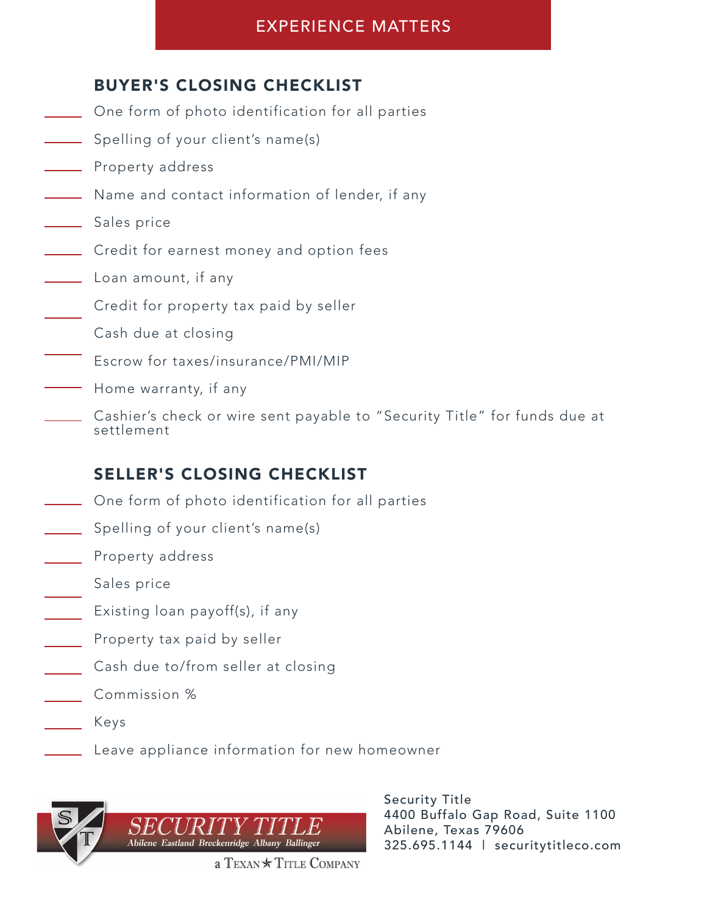EXPERIENCE MATTERS

## BUYER'S CLOSING CHECKLIST

- ____ One form of photo identification for all parties
- ____ Spelling of your client's name(s)
- ____ Property address
- ____ Name and contact information of lender, if any
- ____ Sales price
- ____ Credit for earnest money and option fees
- ____ Loan amount, if any
- ____ Credit for property tax paid by seller
- ____ Cash due at closing
- ____ Escrow for taxes/insurance/PMI/MIP
- ____ Home warranty, if any
- ____ Cashier's check or wire sent payable to "Security Title" for funds due at settlement

## SELLER'S CLOSING CHECKLIST

- ____ One form of photo identification for all parties
- ____ Spelling of your client's name(s)
- ____ Property address
- ____ Sales price
- ____ Existing loan payoff(s), if any
- ____ Property tax paid by seller
- ____ Cash due to/from seller at closing
- ____ Commission %
- ____ Keys
- ____ Leave appliance information for new homeowner

SECURITY TITLE
Abilene Eastland Breckenridge Albany Ballinger
a TEXAN ★ TITLE COMPANY

Security Title
4400 Buffalo Gap Road, Suite 1100
Abilene, Texas 79606
325.695.1144 | securitytitleco.com